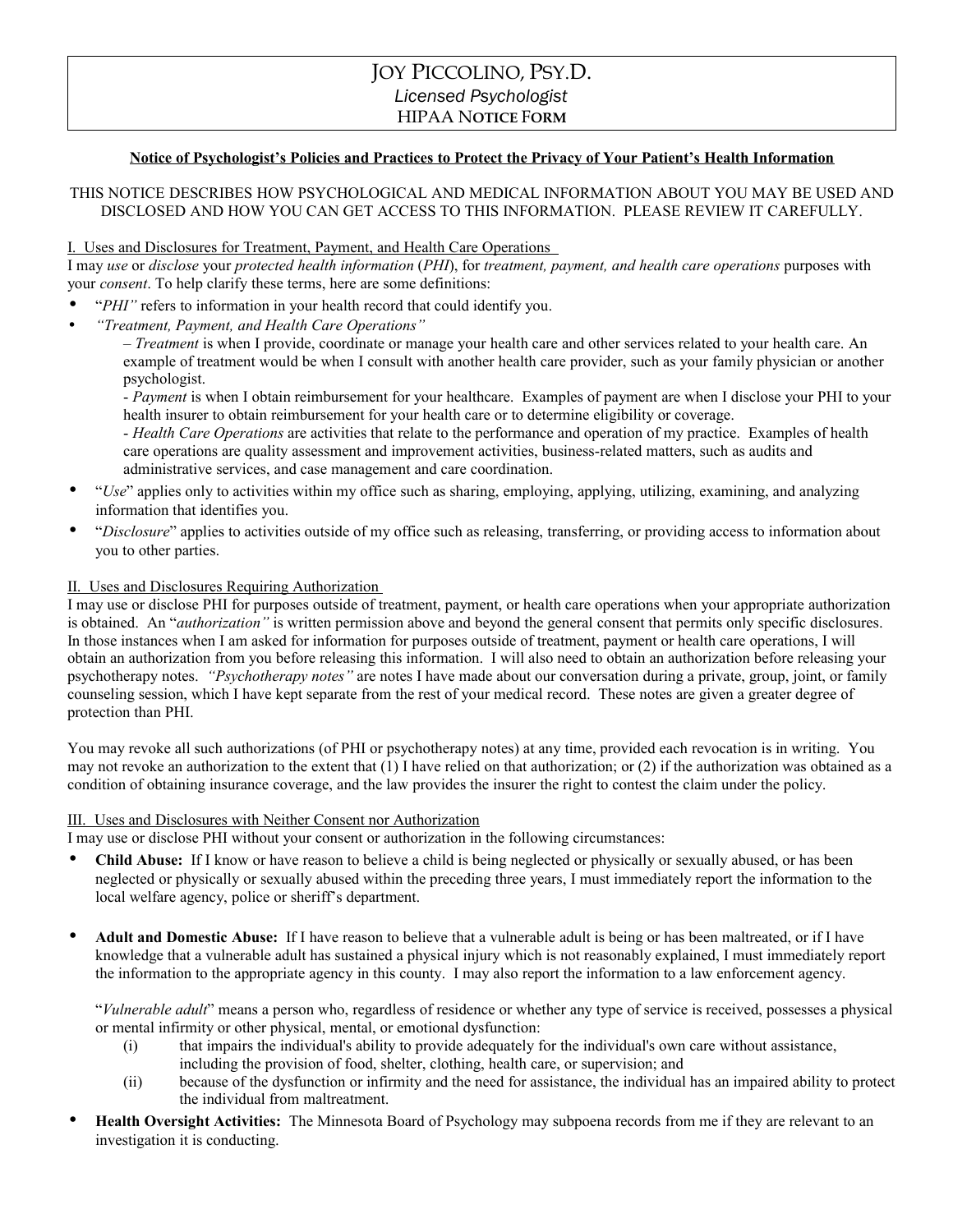# JOY PICCOLINO, PSY.D.

*Licensed Psychologist*

HIPAA NOTICE FORM

**Notice of Psychologist's Policies and Practices to Protect the Privacy of Your Patient's Health Information**

THIS NOTICE DESCRIBES HOW PSYCHOLOGICAL AND MEDICAL INFORMATION ABOUT YOU MAY BE USED AND DISCLOSED AND HOW YOU CAN GET ACCESS TO THIS INFORMATION. PLEASE REVIEW IT CAREFULLY.

## I. Uses and Disclosures for Treatment, Payment, and Health Care Operations

I may *use* or *disclose* your *protected health information* (*PHI*), for *treatment, payment, and health care operations* purposes with your *consent*. To help clarify these terms, here are some definitions:

- "*PHI"* refers to information in your health record that could identify you.
- *"Treatment, Payment, and Health Care Operations"*
  – *Treatment* is when I provide, coordinate or manage your health care and other services related to your health care. An example of treatment would be when I consult with another health care provider, such as your family physician or another psychologist.
  - *Payment* is when I obtain reimbursement for your healthcare. Examples of payment are when I disclose your PHI to your health insurer to obtain reimbursement for your health care or to determine eligibility or coverage.
  - *Health Care Operations* are activities that relate to the performance and operation of my practice. Examples of health care operations are quality assessment and improvement activities, business-related matters, such as audits and administrative services, and case management and care coordination.
- "*Use*" applies only to activities within my office such as sharing, employing, applying, utilizing, examining, and analyzing information that identifies you.
- "*Disclosure*" applies to activities outside of my office such as releasing, transferring, or providing access to information about you to other parties.

## II. Uses and Disclosures Requiring Authorization

I may use or disclose PHI for purposes outside of treatment, payment, or health care operations when your appropriate authorization is obtained. An "*authorization"* is written permission above and beyond the general consent that permits only specific disclosures. In those instances when I am asked for information for purposes outside of treatment, payment or health care operations, I will obtain an authorization from you before releasing this information. I will also need to obtain an authorization before releasing your psychotherapy notes. *"Psychotherapy notes"* are notes I have made about our conversation during a private, group, joint, or family counseling session, which I have kept separate from the rest of your medical record. These notes are given a greater degree of protection than PHI.

You may revoke all such authorizations (of PHI or psychotherapy notes) at any time, provided each revocation is in writing. You may not revoke an authorization to the extent that (1) I have relied on that authorization; or (2) if the authorization was obtained as a condition of obtaining insurance coverage, and the law provides the insurer the right to contest the claim under the policy.

## III. Uses and Disclosures with Neither Consent nor Authorization

I may use or disclose PHI without your consent or authorization in the following circumstances:

- **Child Abuse:** If I know or have reason to believe a child is being neglected or physically or sexually abused, or has been neglected or physically or sexually abused within the preceding three years, I must immediately report the information to the local welfare agency, police or sheriff's department.

- **Adult and Domestic Abuse:** If I have reason to believe that a vulnerable adult is being or has been maltreated, or if I have knowledge that a vulnerable adult has sustained a physical injury which is not reasonably explained, I must immediately report the information to the appropriate agency in this county. I may also report the information to a law enforcement agency.

  "*Vulnerable adult*" means a person who, regardless of residence or whether any type of service is received, possesses a physical or mental infirmity or other physical, mental, or emotional dysfunction:

  (i) that impairs the individual's ability to provide adequately for the individual's own care without assistance, including the provision of food, shelter, clothing, health care, or supervision; and

  (ii) because of the dysfunction or infirmity and the need for assistance, the individual has an impaired ability to protect the individual from maltreatment.

- **Health Oversight Activities:** The Minnesota Board of Psychology may subpoena records from me if they are relevant to an investigation it is conducting.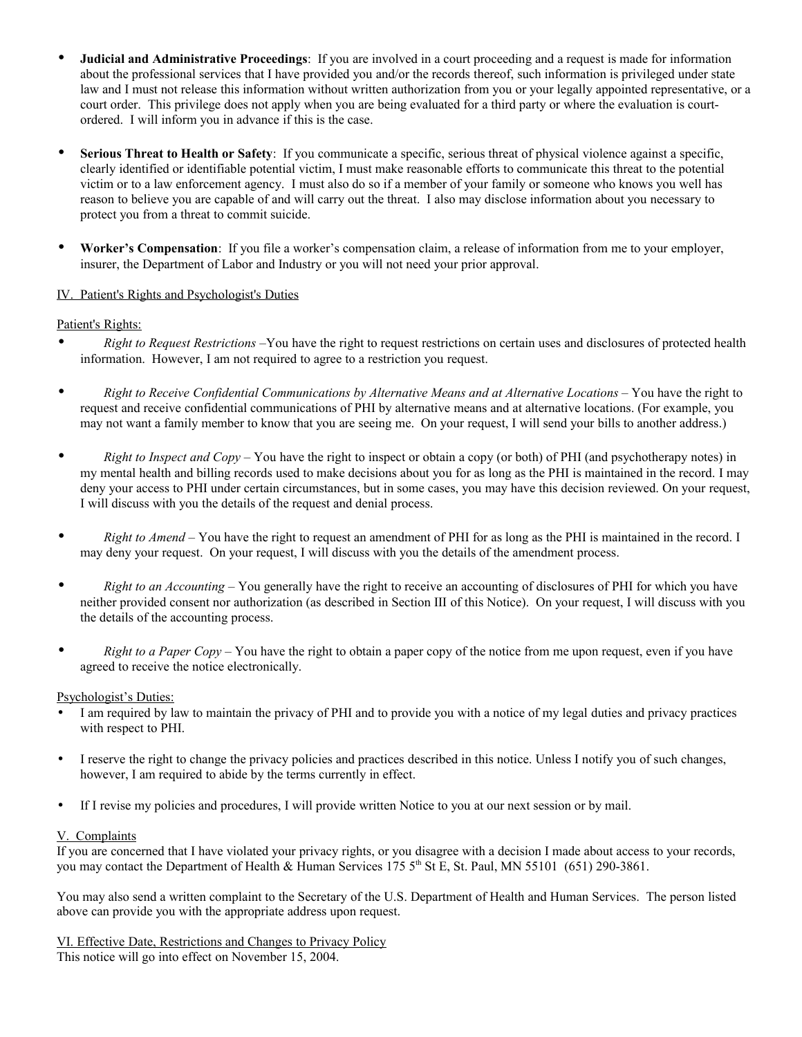- **Judicial and Administrative Proceedings**: If you are involved in a court proceeding and a request is made for information about the professional services that I have provided you and/or the records thereof, such information is privileged under state law and I must not release this information without written authorization from you or your legally appointed representative, or a court order. This privilege does not apply when you are being evaluated for a third party or where the evaluation is court-ordered. I will inform you in advance if this is the case.

- **Serious Threat to Health or Safety**: If you communicate a specific, serious threat of physical violence against a specific, clearly identified or identifiable potential victim, I must make reasonable efforts to communicate this threat to the potential victim or to a law enforcement agency. I must also do so if a member of your family or someone who knows you well has reason to believe you are capable of and will carry out the threat. I also may disclose information about you necessary to protect you from a threat to commit suicide.

- **Worker's Compensation**: If you file a worker's compensation claim, a release of information from me to your employer, insurer, the Department of Labor and Industry or you will not need your prior approval.

IV. Patient's Rights and Psychologist's Duties

Patient's Rights:

- *Right to Request Restrictions* –You have the right to request restrictions on certain uses and disclosures of protected health information. However, I am not required to agree to a restriction you request.

- *Right to Receive Confidential Communications by Alternative Means and at Alternative Locations* – You have the right to request and receive confidential communications of PHI by alternative means and at alternative locations. (For example, you may not want a family member to know that you are seeing me. On your request, I will send your bills to another address.)

- *Right to Inspect and Copy* – You have the right to inspect or obtain a copy (or both) of PHI (and psychotherapy notes) in my mental health and billing records used to make decisions about you for as long as the PHI is maintained in the record. I may deny your access to PHI under certain circumstances, but in some cases, you may have this decision reviewed. On your request, I will discuss with you the details of the request and denial process.

- *Right to Amend* – You have the right to request an amendment of PHI for as long as the PHI is maintained in the record. I may deny your request. On your request, I will discuss with you the details of the amendment process.

- *Right to an Accounting* – You generally have the right to receive an accounting of disclosures of PHI for which you have neither provided consent nor authorization (as described in Section III of this Notice). On your request, I will discuss with you the details of the accounting process.

- *Right to a Paper Copy* – You have the right to obtain a paper copy of the notice from me upon request, even if you have agreed to receive the notice electronically.

Psychologist's Duties:

- I am required by law to maintain the privacy of PHI and to provide you with a notice of my legal duties and privacy practices with respect to PHI.

- I reserve the right to change the privacy policies and practices described in this notice. Unless I notify you of such changes, however, I am required to abide by the terms currently in effect.

- If I revise my policies and procedures, I will provide written Notice to you at our next session or by mail.

V. Complaints

If you are concerned that I have violated your privacy rights, or you disagree with a decision I made about access to your records, you may contact the Department of Health & Human Services 175 5th St E, St. Paul, MN 55101 (651) 290-3861.

You may also send a written complaint to the Secretary of the U.S. Department of Health and Human Services. The person listed above can provide you with the appropriate address upon request.

VI. Effective Date, Restrictions and Changes to Privacy Policy

This notice will go into effect on November 15, 2004.